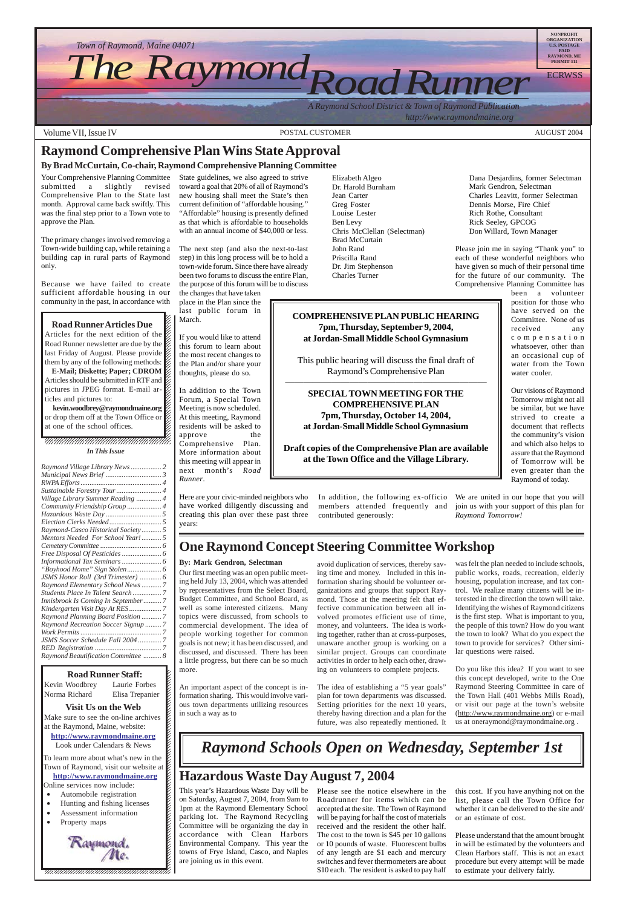Town of Raymond, Maine 04071

# The Raymond Road Runner

*A Raymond School District & Town of Raymond Publication*
*http://www.raymondmaine.org*

NONPROFIT ORGANIZATION U.S. POSTAGE PAID RAYMOND, ME PERMIT #11

ECRWSS

Volume VII, Issue IV — POSTAL CUSTOMER — AUGUST 2004

## Raymond Comprehensive Plan Wins State Approval

**By Brad McCurtain, Co-chair, Raymond Comprehensive Planning Committee**

Your Comprehensive Planning Committee submitted a slightly revised Comprehensive Plan to the State last month. Approval came back swiftly. This was the final step prior to a Town vote to approve the Plan.

The primary changes involved removing a Town-wide building cap, while retaining a building cap in rural parts of Raymond only.

Because we have failed to create sufficient affordable housing in our community in the past, in accordance with State guidelines, we also agreed to strive toward a goal that 20% of all of Raymond's new housing shall meet the State's then current definition of "affordable housing." "Affordable" housing is presently defined as that which is affordable to households with an annual income of $40,000 or less.

The next step (and also the next-to-last step) in this long process will be to hold a town-wide forum. Since there have already been two forums to discuss the entire Plan, the purpose of this forum will be to discuss the changes that have taken place in the Plan since the last public forum in March.

If you would like to attend this forum to learn about the most recent changes to the Plan and/or share your thoughts, please do so.

In addition to the Town Forum, a Special Town Meeting is now scheduled. At this meeting, Raymond residents will be asked to approve the Comprehensive Plan. More information about this meeting will appear in next month's *Road Runner*.

Here are your civic-minded neighbors who have worked diligently discussing and creating this plan over these past three years:

Elizabeth Algeo
Dr. Harold Burnham
Jean Carter
Greg Foster
Louise Lester
Ben Levy
Chris McClellan (Selectman)
Brad McCurtain
John Rand
Priscilla Rand
Dr. Jim Stephenson
Charles Turner

In addition, the following ex-officio members attended frequently and contributed generously:

Dana Desjardins, former Selectman
Mark Gendron, Selectman
Charles Leavitt, former Selectman
Dennis Morse, Fire Chief
Rich Rothe, Consultant
Rick Seeley, GPCOG
Don Willard, Town Manager

Please join me in saying "Thank you" to each of these wonderful neighbors who have given so much of their personal time for the future of our community. The Comprehensive Planning Committee has been a volunteer position for those who have served on the Committee. None of us received any compensation whatsoever, other than an occasional cup of water from the Town water cooler.

Our visions of Raymond Tomorrow might not all be similar, but we have strived to create a document that reflects the community's vision and which also helps to assure that the Raymond of Tomorrow will be even greater than the Raymond of today.

We are united in our hope that you will join us with your support of this plan for *Raymond Tomorrow!*

**COMPREHENSIVE PLAN PUBLIC HEARING**
**7pm, Thursday, September 9, 2004,**
**at Jordan-Small Middle School Gymnasium**

This public hearing will discuss the final draft of Raymond's Comprehensive Plan

**SPECIAL TOWN MEETING FOR THE COMPREHENSIVE PLAN**
**7pm, Thursday, October 14, 2004,**
**at Jordan-Small Middle School Gymnasium**

**Draft copies of the Comprehensive Plan are available at the Town Office and the Village Library.**

### Road Runner Articles Due

Articles for the next edition of the Road Runner newsletter are due by the last Friday of August. Please provide them by any of the following methods:
**E-Mail; Diskette; Paper; CDROM**
Articles should be submitted in RTF and pictures in JPEG format. E-mail articles and pictures to:
**kevin.woodbrey@raymondmaine.org**
or drop them off at the Town Office or at one of the school offices.

### *In This Issue*

*Raymond Village Library News* ... 2
*Municipal News Brief* ... 3
*RWPA Efforts* ... 4
*Sustainable Forestry Tour* ... 4
*Village Library Summer Reading* ... 4
*Community Friendship Group* ... 4
*Hazardous Waste Day* ... 5
*Election Clerks Needed* ... 5
*Raymond-Casco Historical Society* ... 5
*Mentors Needed For School Year!* ... 5
*Cemetery Committee* ... 6
*Free Disposal Of Pesticides* ... 6
*Informational Tax Seminars* ... 6
*"Boyhood Home" Sign Stolen* ... 6
*JSMS Honor Roll (3rd Trimester)* ... 6
*Raymond Elementary School News* ... 7
*Students Place In Talent Search* ... 7
*Innisbrook Is Coming In September* ... 7
*Kindergarten Visit Day At RES* ... 7
*Raymond Planning Board Position* ... 7
*Raymond Recreation Soccer Signup* ... 7
*Work Permits* ... 7
*JSMS Soccer Schedule Fall 2004* ... 7
*RED Registration* ... 7
*Raymond Beautification Committee* ... 8

### Road Runner Staff:

Kevin Woodbrey, Laurie Forbes, Norma Richard, Elisa Trepanier

### Visit Us on the Web

Make sure to see the on-line archives at the Raymond, Maine, website:
**http://www.raymondmaine.org**
Look under Calendars & News

To learn more about what's new in the Town of Raymond, visit our website at
**http://www.raymondmaine.org**
Online services now include:

- Automobile registration
- Hunting and fishing licenses
- Assessment information
- Property maps

## One Raymond Concept Steering Committee Workshop

**By: Mark Gendron, Selectman**

Our first meeting was an open public meeting held July 13, 2004, which was attended by representatives from the Select Board, Budget Committee, and School Board, as well as some interested citizens. Many topics were discussed, from schools to commercial development. The idea of people working together for common goals is not new; it has been discussed, and discussed, and discussed. There has been a little progress, but there can be so much more.

An important aspect of the concept is information sharing. This would involve various town departments utilizing resources in such a way as to avoid duplication of services, thereby saving time and money. Included in this information sharing should be volunteer organizations and groups that support Raymond. Those at the meeting felt that effective communication between all involved promotes efficient use of time, money, and volunteers. The idea is working together, rather than at cross-purposes, unaware another group is working on a similar project. Groups can coordinate activities in order to help each other, drawing on volunteers to complete projects.

The idea of establishing a "5 year goals" plan for town departments was discussed. Setting priorities for the next 10 years, thereby having direction and a plan for the future, was also repeatedly mentioned. It was felt the plan needed to include schools, public works, roads, recreation, elderly housing, population increase, and tax control. We realize many citizens will be interested in the direction the town will take. Identifying the wishes of Raymond citizens is the first step. What is important to you, the people of this town? How do you want the town to look? What do you expect the town to provide for services? Other similar questions were raised.

Do you like this idea? If you want to see this concept developed, write to the One Raymond Steering Committee in care of the Town Hall (401 Webbs Mills Road), or visit our page at the town's website (http://www.raymondmaine.org) or e-mail us at oneraymond@raymondmaine.org .

## *Raymond Schools Open on Wednesday, September 1st*

## Hazardous Waste Day August 7, 2004

This year's Hazardous Waste Day will be on Saturday, August 7, 2004, from 9am to 1pm at the Raymond Elementary School parking lot. The Raymond Recycling Committee will be organizing the day in accordance with Clean Harbors Environmental Company. This year the towns of Frye Island, Casco, and Naples are joining us in this event.

Please see the notice elsewhere in the Roadrunner for items which can be accepted at the site. The Town of Raymond will be paying for half the cost of materials received and the resident the other half. The cost to the town is $45 per 10 gallons or 10 pounds of waste. Fluorescent bulbs of any length are $1 each and mercury switches and fever thermometers are about $10 each. The resident is asked to pay half this cost. If you have anything not on the list, please call the Town Office for whether it can be delivered to the site and/or an estimate of cost.

Please understand that the amount brought in will be estimated by the volunteers and Clean Harbors staff. This is not an exact procedure but every attempt will be made to estimate your delivery fairly.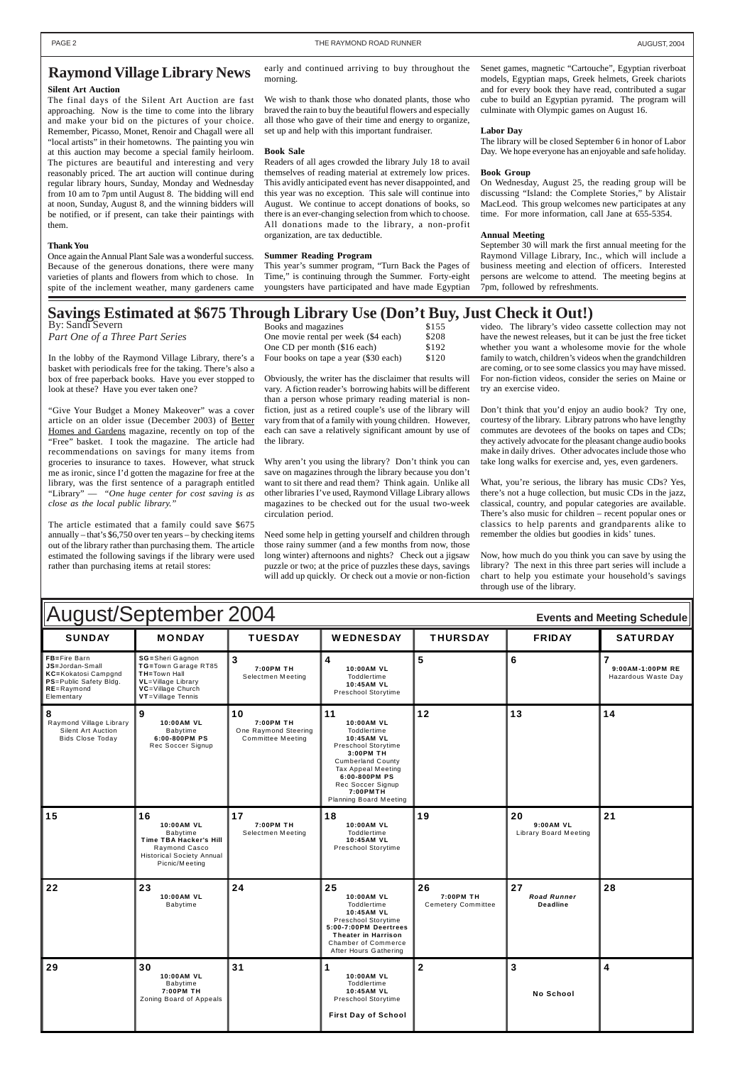# Raymond Village Library News

### Silent Art Auction

The final days of the Silent Art Auction are fast approaching. Now is the time to come into the library and make your bid on the pictures of your choice. Remember, Picasso, Monet, Renoir and Chagall were all "local artists" in their hometowns. The painting you win at this auction may become a special family heirloom. The pictures are beautiful and interesting and very reasonably priced. The art auction will continue during regular library hours, Sunday, Monday and Wednesday from 10 am to 7pm until August 8. The bidding will end at noon, Sunday, August 8, and the winning bidders will be notified, or if present, can take their paintings with them.

### Thank You

Once again the Annual Plant Sale was a wonderful success. Because of the generous donations, there were many varieties of plants and flowers from which to chose. In spite of the inclement weather, many gardeners came early and continued arriving to buy throughout the morning.

We wish to thank those who donated plants, those who braved the rain to buy the beautiful flowers and especially all those who gave of their time and energy to organize, set up and help with this important fundraiser.

### Book Sale

Readers of all ages crowded the library July 18 to avail themselves of reading material at extremely low prices. This avidly anticipated event has never disappointed, and this year was no exception. This sale will continue into August. We continue to accept donations of books, so there is an ever-changing selection from which to choose. All donations made to the library, a non-profit organization, are tax deductible.

### Summer Reading Program

This year's summer program, "Turn Back the Pages of Time," is continuing through the Summer. Forty-eight youngsters have participated and have made Egyptian Senet games, magnetic "Cartouche", Egyptian riverboat models, Egyptian maps, Greek helmets, Greek chariots and for every book they have read, contributed a sugar cube to build an Egyptian pyramid. The program will culminate with Olympic games on August 16.

### Labor Day

The library will be closed September 6 in honor of Labor Day. We hope everyone has an enjoyable and safe holiday.

### Book Group

On Wednesday, August 25, the reading group will be discussing "Island: the Complete Stories," by Alistair MacLeod. This group welcomes new participates at any time. For more information, call Jane at 655-5354.

### Annual Meeting

September 30 will mark the first annual meeting for the Raymond Village Library, Inc., which will include a business meeting and election of officers. Interested persons are welcome to attend. The meeting begins at 7pm, followed by refreshments.

# Savings Estimated at $675 Through Library Use (Don't Buy, Just Check it Out!)

By: Sandi Severn

*Part One of a Three Part Series*

In the lobby of the Raymond Village Library, there's a basket with periodicals free for the taking. There's also a box of free paperback books. Have you ever stopped to look at these? Have you ever taken one?

"Give Your Budget a Money Makeover" was a cover article on an older issue (December 2003) of Better Homes and Gardens magazine, recently on top of the "Free" basket. I took the magazine. The article had recommendations on savings for many items from groceries to insurance to taxes. However, what struck me as ironic, since I'd gotten the magazine for free at the library, was the first sentence of a paragraph entitled "Library" — *"One huge center for cost saving is as close as the local public library."*

The article estimated that a family could save $675 annually – that's $6,750 over ten years – by checking items out of the library rather than purchasing them. The article estimated the following savings if the library were used rather than purchasing items at retail stores:

| | |
|---|---|
| Books and magazines | $155 |
| One movie rental per week ($4 each) | $208 |
| One CD per month ($16 each) | $192 |
| Four books on tape a year ($30 each) | $120 |

Obviously, the writer has the disclaimer that results will vary. A fiction reader's borrowing habits will be different than a person whose primary reading material is non-fiction, just as a retired couple's use of the library will vary from that of a family with young children. However, each can save a relatively significant amount by use of the library.

Why aren't you using the library? Don't think you can save on magazines through the library because you don't want to sit there and read them? Think again. Unlike all other libraries I've used, Raymond Village Library allows magazines to be checked out for the usual two-week circulation period.

Need some help in getting yourself and children through those rainy summer (and a few months from now, those long winter) afternoons and nights? Check out a jigsaw puzzle or two; at the price of puzzles these days, savings will add up quickly. Or check out a movie or non-fiction video. The library's video cassette collection may not have the newest releases, but it can be just the free ticket whether you want a wholesome movie for the whole family to watch, children's videos when the grandchildren are coming, or to see some classics you may have missed. For non-fiction videos, consider the series on Maine or try an exercise video.

Don't think that you'd enjoy an audio book? Try one, courtesy of the library. Library patrons who have lengthy commutes are devotees of the books on tapes and CDs; they actively advocate for the pleasant change audio books make in daily drives. Other advocates include those who take long walks for exercise and, yes, even gardeners.

What, you're serious, the library has music CDs? Yes, there's not a huge collection, but music CDs in the jazz, classical, country, and popular categories are available. There's also music for children – recent popular ones or classics to help parents and grandparents alike to remember the oldies but goodies in kids' tunes.

Now, how much do you think you can save by using the library? The next in this three part series will include a chart to help you estimate your household's savings through use of the library.

# August/September 2004

**Events and Meeting Schedule**

| SUNDAY | MONDAY | TUESDAY | WEDNESDAY | THURSDAY | FRIDAY | SATURDAY |
|---|---|---|---|---|---|---|
| **FB**=Fire Barn<br>**JS**=Jordan-Small<br>**KC**=Kokatosi Campgnd<br>**PS**=Public Safety Bldg.<br>**RE**=Raymond Elementary | **SG**=Sheri Gagnon<br>**TG**=Town Garage RT85<br>**TH**=Town Hall<br>**VL**=Village Library<br>**VC**=Village Church<br>**VT**=Village Tennis | **3**<br>**7:00PM TH**<br>Selectmen Meeting | **4**<br>**10:00AM VL**<br>Toddlertime<br>**10:45AM VL**<br>Preschool Storytime | **5** | **6** | **7**<br>**9:00AM-1:00PM RE**<br>Hazardous Waste Day |
| **8**<br>Raymond Village Library Silent Art Auction Bids Close Today | **9**<br>**10:00AM VL**<br>Babytime<br>**6:00-800PM PS**<br>Rec Soccer Signup | **10**<br>**7:00PM TH**<br>One Raymond Steering Committee Meeting | **11**<br>**10:00AM VL**<br>Toddlertime<br>**10:45AM VL**<br>Preschool Storytime<br>**3:00PM TH**<br>Cumberland County Tax Appeal Meeting<br>**6:00-800PM PS**<br>Rec Soccer Signup<br>**7:00PM TH**<br>Planning Board Meeting | **12** | **13** | **14** |
| **15** | **16**<br>**10:00AM VL**<br>Babytime<br>**Time TBA Hacker's Hill**<br>Raymond Casco Historical Society Annual Picnic/Meeting | **17**<br>**7:00PM TH**<br>Selectmen Meeting | **18**<br>**10:00AM VL**<br>Toddlertime<br>**10:45AM VL**<br>Preschool Storytime | **19** | **20**<br>**9:00AM VL**<br>Library Board Meeting | **21** |
| **22** | **23**<br>**10:00AM VL**<br>Babytime | **24** | **25**<br>**10:00AM VL**<br>Toddlertime<br>**10:45AM VL**<br>Preschool Storytime<br>**5:00-7:00PM Deertrees Theater in Harrison**<br>Chamber of Commerce After Hours Gathering | **26**<br>**7:00PM TH**<br>Cemetery Committee | **27**<br>***Road Runner* Deadline** | **28** |
| **29** | **30**<br>**10:00AM VL**<br>Babytime<br>**7:00PM TH**<br>Zoning Board of Appeals | **31** | **1**<br>**10:00AM VL**<br>Toddlertime<br>**10:45AM VL**<br>Preschool Storytime<br>**First Day of School** | **2** | **3**<br>**No School** | **4** |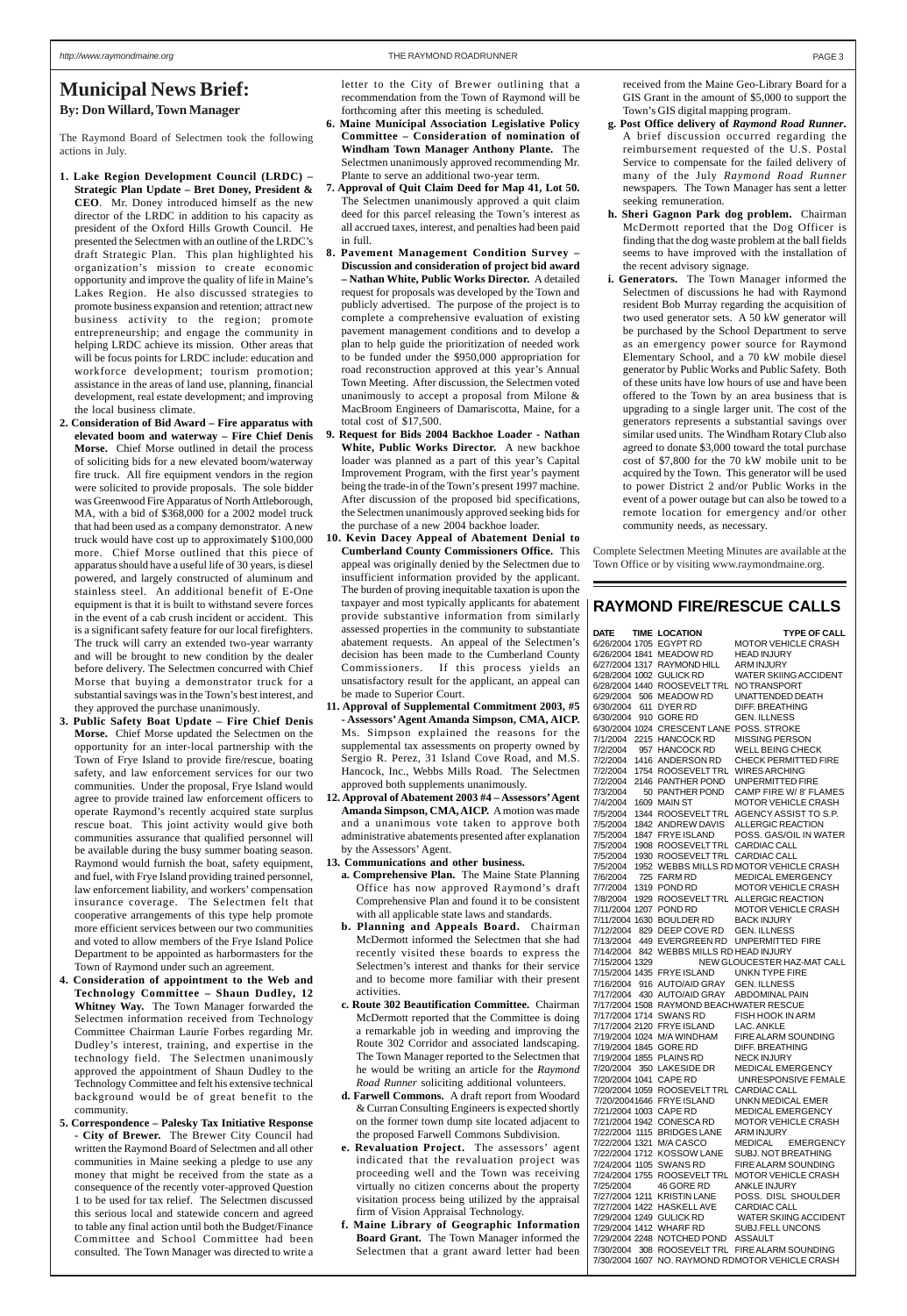# Municipal News Brief:

**By: Don Willard, Town Manager**

The Raymond Board of Selectmen took the following actions in July.

1. **Lake Region Development Council (LRDC) – Strategic Plan Update – Bret Doney, President & CEO**. Mr. Doney introduced himself as the new director of the LRDC in addition to his capacity as president of the Oxford Hills Growth Council. He presented the Selectmen with an outline of the LRDC's draft Strategic Plan. This plan highlighted his organization's mission to create economic opportunity and improve the quality of life in Maine's Lakes Region. He also discussed strategies to promote business expansion and retention; attract new business activity to the region; promote entrepreneurship; and engage the community in helping LRDC achieve its mission. Other areas that will be focus points for LRDC include: education and workforce development; tourism promotion; assistance in the areas of land use, planning, financial development, real estate development; and improving the local business climate.

2. **Consideration of Bid Award – Fire apparatus with elevated boom and waterway – Fire Chief Denis Morse.** Chief Morse outlined in detail the process of soliciting bids for a new elevated boom/waterway fire truck. All fire equipment vendors in the region were solicited to provide proposals. The sole bidder was Greenwood Fire Apparatus of North Attleborough, MA, with a bid of $368,000 for a 2002 model truck that had been used as a company demonstrator. A new truck would have cost up to approximately $100,000 more. Chief Morse outlined that this piece of apparatus should have a useful life of 30 years, is diesel powered, and largely constructed of aluminum and stainless steel. An additional benefit of E-One equipment is that it is built to withstand severe forces in the event of a cab crush incident or accident. This is a significant safety feature for our local firefighters. The truck will carry an extended two-year warranty and will be brought to new condition by the dealer before delivery. The Selectmen concurred with Chief Morse that buying a demonstrator truck for a substantial savings was in the Town's best interest, and they approved the purchase unanimously.

3. **Public Safety Boat Update – Fire Chief Denis Morse.** Chief Morse updated the Selectmen on the opportunity for an inter-local partnership with the Town of Frye Island to provide fire/rescue, boating safety, and law enforcement services for our two communities. Under the proposal, Frye Island would agree to provide trained law enforcement officers to operate Raymond's recently acquired state surplus rescue boat. This joint activity would give both communities assurance that qualified personnel will be available during the busy summer boating season. Raymond would furnish the boat, safety equipment, and fuel, with Frye Island providing trained personnel, law enforcement liability, and workers' compensation insurance coverage. The Selectmen felt that cooperative arrangements of this type help promote more efficient services between our two communities and voted to allow members of the Frye Island Police Department to be appointed as harbormasters for the Town of Raymond under such an agreement.

4. **Consideration of appointment to the Web and Technology Committee – Shaun Dudley, 12 Whitney Way.** The Town Manager forwarded the Selectmen information received from Technology Committee Chairman Laurie Forbes regarding Mr. Dudley's interest, training, and expertise in the technology field. The Selectmen unanimously approved the appointment of Shaun Dudley to the Technology Committee and felt his extensive technical background would be of great benefit to the community.

5. **Correspondence – Palesky Tax Initiative Response - City of Brewer.** The Brewer City Council had written the Raymond Board of Selectmen and all other communities in Maine seeking a pledge to use any money that might be received from the state as a consequence of the recently voter-approved Question 1 to be used for tax relief. The Selectmen discussed this serious local and statewide concern and agreed to table any final action until both the Budget/Finance Committee and School Committee had been consulted. The Town Manager was directed to write a letter to the City of Brewer outlining that a recommendation from the Town of Raymond will be forthcoming after this meeting is scheduled.

6. **Maine Municipal Association Legislative Policy Committee – Consideration of nomination of Windham Town Manager Anthony Plante.** The Selectmen unanimously approved recommending Mr. Plante to serve an additional two-year term.

7. **Approval of Quit Claim Deed for Map 41, Lot 50.** The Selectmen unanimously approved a quit claim deed for this parcel releasing the Town's interest as all accrued taxes, interest, and penalties had been paid in full.

8. **Pavement Management Condition Survey – Discussion and consideration of project bid award – Nathan White, Public Works Director.** A detailed request for proposals was developed by the Town and publicly advertised. The purpose of the project is to complete a comprehensive evaluation of existing pavement management conditions and to develop a plan to help guide the prioritization of needed work to be funded under the $950,000 appropriation for road reconstruction approved at this year's Annual Town Meeting. After discussion, the Selectmen voted unanimously to accept a proposal from Milone & MacBroom Engineers of Damariscotta, Maine, for a total cost of $17,500.

9. **Request for Bids 2004 Backhoe Loader - Nathan White, Public Works Director.** A new backhoe loader was planned as a part of this year's Capital Improvement Program, with the first year's payment being the trade-in of the Town's present 1997 machine. After discussion of the proposed bid specifications, the Selectmen unanimously approved seeking bids for the purchase of a new 2004 backhoe loader.

10. **Kevin Dacey Appeal of Abatement Denial to Cumberland County Commissioners Office.** This appeal was originally denied by the Selectmen due to insufficient information provided by the applicant. The burden of proving inequitable taxation is upon the taxpayer and most typically applicants for abatement provide substantive information from similarly assessed properties in the community to substantiate abatement requests. An appeal of the Selectmen's decision has been made to the Cumberland County Commissioners. If this process yields an unsatisfactory result for the applicant, an appeal can be made to Superior Court.

11. **Approval of Supplemental Commitment 2003, #5 - Assessors' Agent Amanda Simpson, CMA, AICP.** Ms. Simpson explained the reasons for the supplemental tax assessments on property owned by Sergio R. Perez, 31 Island Cove Road, and M.S. Hancock, Inc., Webbs Mills Road. The Selectmen approved both supplements unanimously.

12. **Approval of Abatement 2003 #4 – Assessors' Agent Amanda Simpson, CMA, AICP.** A motion was made and a unanimous vote taken to approve both administrative abatements presented after explanation by the Assessors' Agent.

13. **Communications and other business.**
    a. **Comprehensive Plan.** The Maine State Planning Office has now approved Raymond's draft Comprehensive Plan and found it to be consistent with all applicable state laws and standards.
    b. **Planning and Appeals Board.** Chairman McDermott informed the Selectmen that she had recently visited these boards to express the Selectmen's interest and thanks for their service and to become more familiar with their present activities.
    c. **Route 302 Beautification Committee.** Chairman McDermott reported that the Committee is doing a remarkable job in weeding and improving the Route 302 Corridor and associated landscaping. The Town Manager reported to the Selectmen that he would be writing an article for the *Raymond Road Runner* soliciting additional volunteers.
    d. **Farwell Commons.** A draft report from Woodard & Curran Consulting Engineers is expected shortly on the former town dump site located adjacent to the proposed Farwell Commons Subdivision.
    e. **Revaluation Project.** The assessors' agent indicated that the revaluation project was proceeding well and the Town was receiving virtually no citizen concerns about the property visitation process being utilized by the appraisal firm of Vision Appraisal Technology.
    f. **Maine Library of Geographic Information Board Grant.** The Town Manager informed the Selectmen that a grant award letter had been received from the Maine Geo-Library Board for a GIS Grant in the amount of $5,000 to support the Town's GIS digital mapping program.
    g. **Post Office delivery of *Raymond Road Runner*.** A brief discussion occurred regarding the reimbursement requested of the U.S. Postal Service to compensate for the failed delivery of many of the July *Raymond Road Runner* newspapers. The Town Manager has sent a letter seeking remuneration.
    h. **Sheri Gagnon Park dog problem.** Chairman McDermott reported that the Dog Officer is finding that the dog waste problem at the ball fields seems to have improved with the installation of the recent advisory signage.
    i. **Generators.** The Town Manager informed the Selectmen of discussions he had with Raymond resident Bob Murray regarding the acquisition of two used generator sets. A 50 kW generator will be purchased by the School Department to serve as an emergency power source for Raymond Elementary School, and a 70 kW mobile diesel generator by Public Works and Public Safety. Both of these units have low hours of use and have been offered to the Town by an area business that is upgrading to a single larger unit. The cost of the generators represents a substantial savings over similar used units. The Windham Rotary Club also agreed to donate $3,000 toward the total purchase cost of $7,800 for the 70 kW mobile unit to be acquired by the Town. This generator will be used to power District 2 and/or Public Works in the event of a power outage but can also be towed to a remote location for emergency and/or other community needs, as necessary.

Complete Selectmen Meeting Minutes are available at the Town Office or by visiting www.raymondmaine.org.

## RAYMOND FIRE/RESCUE CALLS

| DATE | TIME | LOCATION | TYPE OF CALL |
|---|---|---|---|
| 6/26/2004 | 1705 | EGYPT RD | MOTOR VEHICLE CRASH |
| 6/26/2004 | 1841 | MEADOW RD | HEAD INJURY |
| 6/27/2004 | 1317 | RAYMOND HILL | ARM INJURY |
| 6/28/2004 | 1002 | GULICK RD | WATER SKIING ACCIDENT |
| 6/28/2004 | 1440 | ROOSEVELT TRL | NO TRANSPORT |
| 6/29/2004 | 506 | MEADOW RD | UNATTENDED DEATH |
| 6/30/2004 | 611 | DYER RD | DIFF. BREATHING |
| 6/30/2004 | 910 | GORE RD | GEN. ILLNESS |
| 6/30/2004 | 1024 | CRESCENT LANE | POSS. STROKE |
| 7/1/2004 | 2215 | HANCOCK RD | MISSING PERSON |
| 7/2/2004 | 957 | HANCOCK RD | WELL BEING CHECK |
| 7/2/2004 | 1416 | ANDERSON RD | CHECK PERMITTED FIRE |
| 7/2/2004 | 1754 | ROOSEVELT TRL | WIRES ARCHING |
| 7/2/2004 | 2146 | PANTHER POND | UNPERMITTED FIRE |
| 7/3/2004 | 50 | PANTHER POND | CAMP FIRE W/ 8' FLAMES |
| 7/4/2004 | 1609 | MAIN ST | MOTOR VEHICLE CRASH |
| 7/5/2004 | 1344 | ROOSEVELT TRL | AGENCY ASSIST TO S.P. |
| 7/5/2004 | 1842 | ANDREW DAVIS | ALLERGIC REACTION |
| 7/5/2004 | 1847 | FRYE ISLAND | POSS. GAS/OIL IN WATER |
| 7/5/2004 | 1908 | ROOSEVELT TRL | CARDIAC CALL |
| 7/5/2004 | 1930 | ROOSEVELT TRL | CARDIAC CALL |
| 7/5/2004 | 1952 | WEBBS MILLS RD | MOTOR VEHICLE CRASH |
| 7/6/2004 | 725 | FARM RD | MEDICAL EMERGENCY |
| 7/7/2004 | 1319 | POND RD | MOTOR VEHICLE CRASH |
| 7/8/2004 | 1929 | ROOSEVELT TRL | ALLERGIC REACTION |
| 7/11/2004 | 1207 | POND RD | MOTOR VEHICLE CRASH |
| 7/11/2004 | 1630 | BOULDER RD | BACK INJURY |
| 7/12/2004 | 829 | DEEP COVE RD | GEN. ILLNESS |
| 7/13/2004 | 449 | EVERGREEN RD | UNPERMITTED FIRE |
| 7/14/2004 | 842 | WEBBS MILLS RD | HEAD INJURY |
| 7/15/2004 | 1329 | | NEW GLOUCESTER HAZ-MAT CALL |
| 7/15/2004 | 1435 | FRYE ISLAND | UNKN TYPE FIRE |
| 7/16/2004 | 916 | AUTO/AID GRAY | GEN. ILLNESS |
| 7/17/2004 | 430 | AUTO/AID GRAY | ABDOMINAL PAIN |
| 7/17/2004 | 1508 | RAYMOND BEACH | WATER RESCUE |
| 7/17/2004 | 1714 | SWANS RD | FISH HOOK IN ARM |
| 7/17/2004 | 2120 | FRYE ISLAND | LAC. ANKLE |
| 7/19/2004 | 1024 | M/A WINDHAM | FIRE ALARM SOUNDING |
| 7/19/2004 | 1845 | GORE RD | DIFF. BREATHING |
| 7/19/2004 | 1855 | PLAINS RD | NECK INJURY |
| 7/20/2004 | 350 | LAKESIDE DR | MEDICAL EMERGENCY |
| 7/20/2004 | 1041 | CAPE RD | UNRESPONSIVE FEMALE |
| 7/20/2004 | 1059 | ROOSEVELT TRL | CARDIAC CALL |
| 7/20/2004 | 1646 | FRYE ISLAND | UNKN MEDICAL EMER |
| 7/21/2004 | 1003 | CAPE RD | MEDICAL EMERGENCY |
| 7/21/2004 | 1942 | CONESCA RD | MOTOR VEHICLE CRASH |
| 7/22/2004 | 1115 | BRIDGES LANE | ARM INJURY |
| 7/22/2004 | 1321 | M/A CASCO | MEDICAL EMERGENCY |
| 7/22/2004 | 1712 | KOSSOW LANE | SUBJ. NOT BREATHING |
| 7/24/2004 | 1105 | SWANS RD | FIRE ALARM SOUNDING |
| 7/24/2004 | 1755 | ROOSEVELT TRL | MOTOR VEHICLE CRASH |
| 7/25/2004 | | 46 GORE RD | ANKLE INJURY |
| 7/27/2004 | 1211 | KRISTIN LANE | POSS. DISL SHOULDER |
| 7/27/2004 | 1422 | HASKELL AVE | CARDIAC CALL |
| 7/29/2004 | 1249 | GULICK RD | WATER SKIING ACCIDENT |
| 7/29/2004 | 1412 | WHARF RD | SUBJ.FELL UNCONS |
| 7/29/2004 | 2248 | NOTCHED POND | ASSAULT |
| 7/30/2004 | 308 | ROOSEVELT TRL | FIRE ALARM SOUNDING |
| 7/30/2004 | 1607 | NO. RAYMOND RD | MOTOR VEHICLE CRASH |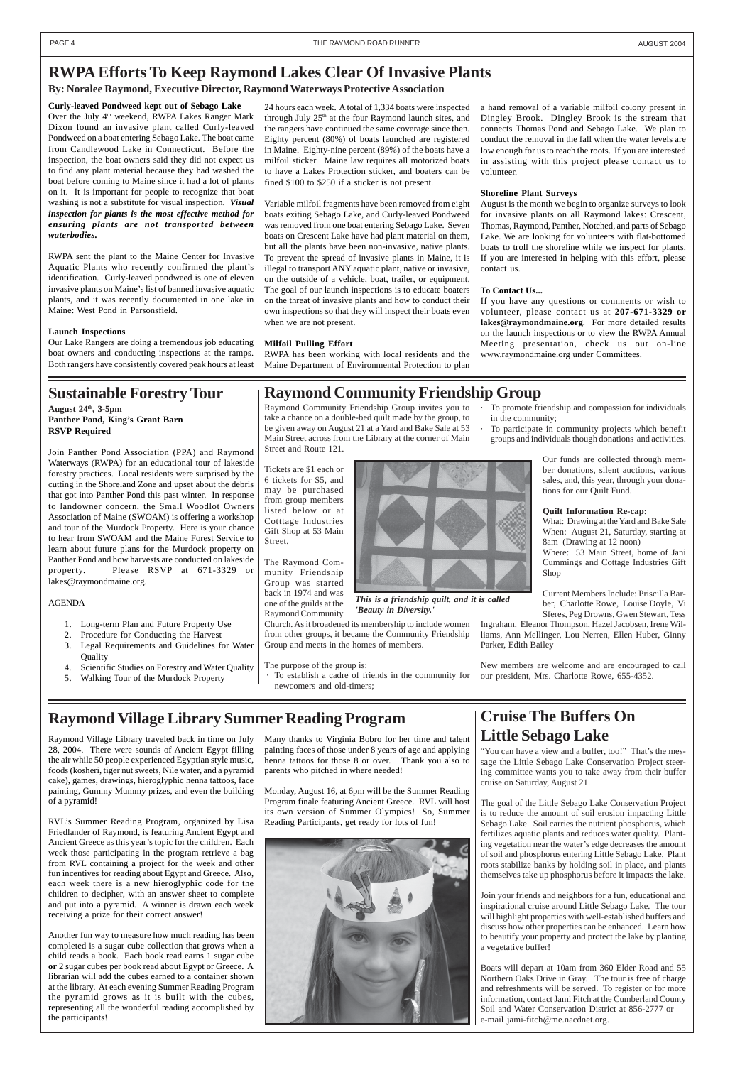# RWPA Efforts To Keep Raymond Lakes Clear Of Invasive Plants

**By: Noralee Raymond, Executive Director, Raymond Waterways Protective Association**

**Curly-leaved Pondweed kept out of Sebago Lake**

Over the July 4th weekend, RWPA Lakes Ranger Mark Dixon found an invasive plant called Curly-leaved Pondweed on a boat entering Sebago Lake. The boat came from Candlewood Lake in Connecticut. Before the inspection, the boat owners said they did not expect us to find any plant material because they had washed the boat before coming to Maine since it had a lot of plants on it. It is important for people to recognize that boat washing is not a substitute for visual inspection. ***Visual inspection for plants is the most effective method for ensuring plants are not transported between waterbodies.***

RWPA sent the plant to the Maine Center for Invasive Aquatic Plants who recently confirmed the plant's identification. Curly-leaved pondweed is one of eleven invasive plants on Maine's list of banned invasive aquatic plants, and it was recently documented in one lake in Maine: West Pond in Parsonsfield.

**Launch Inspections**

Our Lake Rangers are doing a tremendous job educating boat owners and conducting inspections at the ramps. Both rangers have consistently covered peak hours at least 24 hours each week. A total of 1,334 boats were inspected through July 25th at the four Raymond launch sites, and the rangers have continued the same coverage since then. Eighty percent (80%) of boats launched are registered in Maine. Eighty-nine percent (89%) of the boats have a milfoil sticker. Maine law requires all motorized boats to have a Lakes Protection sticker, and boaters can be fined $100 to $250 if a sticker is not present.

Variable milfoil fragments have been removed from eight boats exiting Sebago Lake, and Curly-leaved Pondweed was removed from one boat entering Sebago Lake. Seven boats on Crescent Lake have had plant material on them, but all the plants have been non-invasive, native plants. To prevent the spread of invasive plants in Maine, it is illegal to transport ANY aquatic plant, native or invasive, on the outside of a vehicle, boat, trailer, or equipment. The goal of our launch inspections is to educate boaters on the threat of invasive plants and how to conduct their own inspections so that they will inspect their boats even when we are not present.

**Milfoil Pulling Effort**

RWPA has been working with local residents and the Maine Department of Environmental Protection to plan a hand removal of a variable milfoil colony present in Dingley Brook. Dingley Brook is the stream that connects Thomas Pond and Sebago Lake. We plan to conduct the removal in the fall when the water levels are low enough for us to reach the roots. If you are interested in assisting with this project please contact us to volunteer.

**Shoreline Plant Surveys**

August is the month we begin to organize surveys to look for invasive plants on all Raymond lakes: Crescent, Thomas, Raymond, Panther, Notched, and parts of Sebago Lake. We are looking for volunteers with flat-bottomed boats to troll the shoreline while we inspect for plants. If you are interested in helping with this effort, please contact us.

**To Contact Us...**

If you have any questions or comments or wish to volunteer, please contact us at **207-671-3329 or lakes@raymondmaine.org**. For more detailed results on the launch inspections or to view the RWPA Annual Meeting presentation, check us out on-line www.raymondmaine.org under Committees.

# Sustainable Forestry Tour

**August 24th, 3-5pm**
**Panther Pond, King's Grant Barn**
**RSVP Required**

Join Panther Pond Association (PPA) and Raymond Waterways (RWPA) for an educational tour of lakeside forestry practices. Local residents were surprised by the cutting in the Shoreland Zone and upset about the debris that got into Panther Pond this past winter. In response to landowner concern, the Small Woodlot Owners Association of Maine (SWOAM) is offering a workshop and tour of the Murdock Property. Here is your chance to hear from SWOAM and the Maine Forest Service to learn about future plans for the Murdock property on Panther Pond and how harvests are conducted on lakeside property. Please RSVP at 671-3329 or lakes@raymondmaine.org.

AGENDA

1. Long-term Plan and Future Property Use
2. Procedure for Conducting the Harvest
3. Legal Requirements and Guidelines for Water Quality
4. Scientific Studies on Forestry and Water Quality
5. Walking Tour of the Murdock Property

# Raymond Community Friendship Group

Raymond Community Friendship Group invites you to take a chance on a double-bed quilt made by the group, to be given away on August 21 at a Yard and Bake Sale at 53 Main Street across from the Library at the corner of Main Street and Route 121.

Tickets are $1 each or 6 tickets for $5, and may be purchased from group members listed below or at Cotttage Industries Gift Shop at 53 Main Street.

The Raymond Community Friendship Group was started back in 1974 and was one of the guilds at the Raymond Community Church. As it broadened its membership to include women from other groups, it became the Community Friendship Group and meets in the homes of members.

*This is a friendship quilt, and it is called 'Beauty in Diversity.'*

The purpose of the group is:

- To establish a cadre of friends in the community for newcomers and old-timers;
- To promote friendship and compassion for individuals in the community;
- To participate in community projects which benefit groups and individuals though donations and activities.

Our funds are collected through member donations, silent auctions, various sales, and, this year, through your donations for our Quilt Fund.

**Quilt Information Re-cap:**

What: Drawing at the Yard and Bake Sale
When: August 21, Saturday, starting at 8am (Drawing at 12 noon)
Where: 53 Main Street, home of Jani Cummings and Cottage Industries Gift Shop

Current Members Include: Priscilla Barber, Charlotte Rowe, Louise Doyle, Vi Sferes, Peg Drowns, Gwen Stewart, Tess Ingraham, Eleanor Thompson, Hazel Jacobsen, Irene Williams, Ann Mellinger, Lou Nerren, Ellen Huber, Ginny Parker, Edith Bailey

New members are welcome and are encouraged to call our president, Mrs. Charlotte Rowe, 655-4352.

# Raymond Village Library Summer Reading Program

Raymond Village Library traveled back in time on July 28, 2004. There were sounds of Ancient Egypt filling the air while 50 people experienced Egyptian style music, foods (kosheri, tiger nut sweets, Nile water, and a pyramid cake), games, drawings, hieroglyphic henna tattoos, face painting, Gummy Mummy prizes, and even the building of a pyramid!

RVL's Summer Reading Program, organized by Lisa Friedlander of Raymond, is featuring Ancient Egypt and Ancient Greece as this year's topic for the children. Each week those participating in the program retrieve a bag from RVL containing a project for the week and other fun incentives for reading about Egypt and Greece. Also, each week there is a new hieroglyphic code for the children to decipher, with an answer sheet to complete and put into a pyramid. A winner is drawn each week receiving a prize for their correct answer!

Another fun way to measure how much reading has been completed is a sugar cube collection that grows when a child reads a book. Each book read earns 1 sugar cube **or** 2 sugar cubes per book read about Egypt or Greece. A librarian will add the cubes earned to a container shown at the library. At each evening Summer Reading Program the pyramid grows as it is built with the cubes, representing all the wonderful reading accomplished by the participants!

Many thanks to Virginia Bobro for her time and talent painting faces of those under 8 years of age and applying henna tattoos for those 8 or over. Thank you also to parents who pitched in where needed!

Monday, August 16, at 6pm will be the Summer Reading Program finale featuring Ancient Greece. RVL will host its own version of Summer Olympics! So, Summer Reading Participants, get ready for lots of fun!

# Cruise The Buffers On Little Sebago Lake

"You can have a view and a buffer, too!" That's the message the Little Sebago Lake Conservation Project steering committee wants you to take away from their buffer cruise on Saturday, August 21.

The goal of the Little Sebago Lake Conservation Project is to reduce the amount of soil erosion impacting Little Sebago Lake. Soil carries the nutrient phosphorus, which fertilizes aquatic plants and reduces water quality. Planting vegetation near the water's edge decreases the amount of soil and phosphorus entering Little Sebago Lake. Plant roots stabilize banks by holding soil in place, and plants themselves take up phosphorus before it impacts the lake.

Join your friends and neighbors for a fun, educational and inspirational cruise around Little Sebago Lake. The tour will highlight properties with well-established buffers and discuss how other properties can be enhanced. Learn how to beautify your property and protect the lake by planting a vegetative buffer!

Boats will depart at 10am from 360 Elder Road and 55 Northern Oaks Drive in Gray. The tour is free of charge and refreshments will be served. To register or for more information, contact Jami Fitch at the Cumberland County Soil and Water Conservation District at 856-2777 or e-mail jami-fitch@me.nacdnet.org.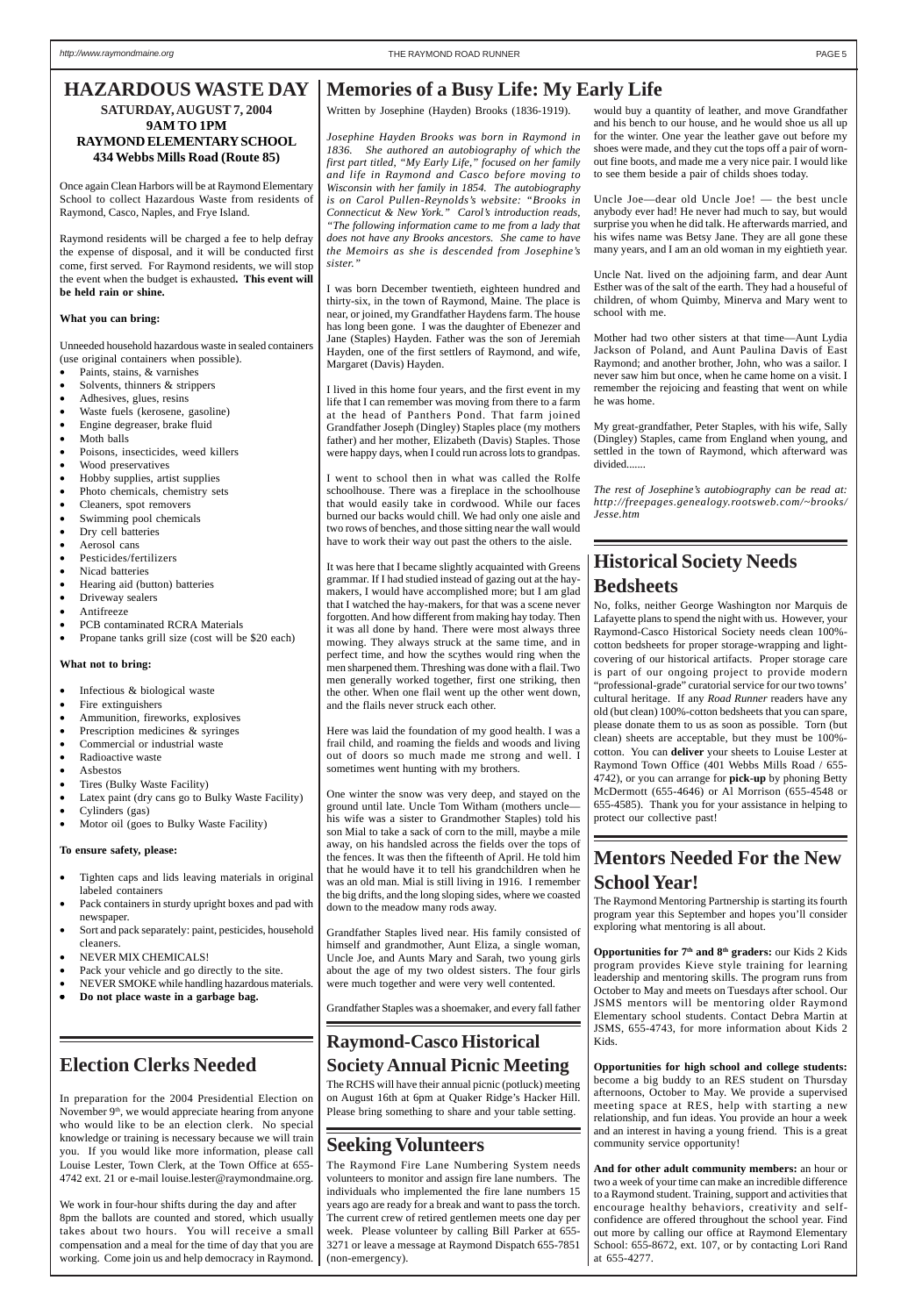# HAZARDOUS WASTE DAY

**SATURDAY, AUGUST 7, 2004**
**9AM TO 1PM**
**RAYMOND ELEMENTARY SCHOOL**
**434 Webbs Mills Road (Route 85)**

Once again Clean Harbors will be at Raymond Elementary School to collect Hazardous Waste from residents of Raymond, Casco, Naples, and Frye Island.

Raymond residents will be charged a fee to help defray the expense of disposal, and it will be conducted first come, first served. For Raymond residents, we will stop the event when the budget is exhausted**. This event will be held rain or shine.**

**What you can bring:**

Unneeded household hazardous waste in sealed containers (use original containers when possible).

- Paints, stains, & varnishes
- Solvents, thinners & strippers
- Adhesives, glues, resins
- Waste fuels (kerosene, gasoline)
- Engine degreaser, brake fluid
- Moth balls
- Poisons, insecticides, weed killers
- Wood preservatives
- Hobby supplies, artist supplies
- Photo chemicals, chemistry sets
- Cleaners, spot removers
- Swimming pool chemicals
- Dry cell batteries
- Aerosol cans
- Pesticides/fertilizers
- Nicad batteries
- Hearing aid (button) batteries
- Driveway sealers
- Antifreeze
- PCB contaminated RCRA Materials
- Propane tanks grill size (cost will be $20 each)

**What not to bring:**

- Infectious & biological waste
- Fire extinguishers
- Ammunition, fireworks, explosives
- Prescription medicines & syringes
- Commercial or industrial waste
- Radioactive waste
- Asbestos
- Tires (Bulky Waste Facility)
- Latex paint (dry cans go to Bulky Waste Facility)
- Cylinders (gas)
- Motor oil (goes to Bulky Waste Facility)

**To ensure safety, please:**

- Tighten caps and lids leaving materials in original labeled containers
- Pack containers in sturdy upright boxes and pad with newspaper.
- Sort and pack separately: paint, pesticides, household cleaners.
- NEVER MIX CHEMICALS!
- Pack your vehicle and go directly to the site.
- NEVER SMOKE while handling hazardous materials.
- **Do not place waste in a garbage bag.**

# Election Clerks Needed

In preparation for the 2004 Presidential Election on November 9th, we would appreciate hearing from anyone who would like to be an election clerk. No special knowledge or training is necessary because we will train you. If you would like more information, please call Louise Lester, Town Clerk, at the Town Office at 655-4742 ext. 21 or e-mail louise.lester@raymondmaine.org.

We work in four-hour shifts during the day and after 8pm the ballots are counted and stored, which usually takes about two hours. You will receive a small compensation and a meal for the time of day that you are working. Come join us and help democracy in Raymond.

# Memories of a Busy Life: My Early Life

Written by Josephine (Hayden) Brooks (1836-1919).

*Josephine Hayden Brooks was born in Raymond in 1836. She authored an autobiography of which the first part titled, "My Early Life," focused on her family and life in Raymond and Casco before moving to Wisconsin with her family in 1854. The autobiography is on Carol Pullen-Reynolds's website: "Brooks in Connecticut & New York." Carol's introduction reads, "The following information came to me from a lady that does not have any Brooks ancestors. She came to have the Memoirs as she is descended from Josephine's sister."*

I was born December twentieth, eighteen hundred and thirty-six, in the town of Raymond, Maine. The place is near, or joined, my Grandfather Haydens farm. The house has long been gone. I was the daughter of Ebenezer and Jane (Staples) Hayden. Father was the son of Jeremiah Hayden, one of the first settlers of Raymond, and wife, Margaret (Davis) Hayden.

I lived in this home four years, and the first event in my life that I can remember was moving from there to a farm at the head of Panthers Pond. That farm joined Grandfather Joseph (Dingley) Staples place (my mothers father) and her mother, Elizabeth (Davis) Staples. Those were happy days, when I could run across lots to grandpas.

I went to school then in what was called the Rolfe schoolhouse. There was a fireplace in the schoolhouse that would easily take in cordwood. While our faces burned our backs would chill. We had only one aisle and two rows of benches, and those sitting near the wall would have to work their way out past the others to the aisle.

It was here that I became slightly acquainted with Greens grammar. If I had studied instead of gazing out at the hay-makers, I would have accomplished more; but I am glad that I watched the hay-makers, for that was a scene never forgotten. And how different from making hay today. Then it was all done by hand. There were most always three mowing. They always struck at the same time, and in perfect time, and how the scythes would ring when the men sharpened them. Threshing was done with a flail. Two men generally worked together, first one striking, then the other. When one flail went up the other went down, and the flails never struck each other.

Here was laid the foundation of my good health. I was a frail child, and roaming the fields and woods and living out of doors so much made me strong and well. I sometimes went hunting with my brothers.

One winter the snow was very deep, and stayed on the ground until late. Uncle Tom Witham (mothers uncle—his wife was a sister to Grandmother Staples) told his son Mial to take a sack of corn to the mill, maybe a mile away, on his handsled across the fields over the tops of the fences. It was then the fifteenth of April. He told him that he would have it to tell his grandchildren when he was an old man. Mial is still living in 1916. I remember the big drifts, and the long sloping sides, where we coasted down to the meadow many rods away.

Grandfather Staples lived near. His family consisted of himself and grandmother, Aunt Eliza, a single woman, Uncle Joe, and Aunts Mary and Sarah, two young girls about the age of my two oldest sisters. The four girls were much together and were very well contented.

Grandfather Staples was a shoemaker, and every fall father would buy a quantity of leather, and move Grandfather and his bench to our house, and he would shoe us all up for the winter. One year the leather gave out before my shoes were made, and they cut the tops off a pair of worn-out fine boots, and made me a very nice pair. I would like to see them beside a pair of childs shoes today.

Uncle Joe—dear old Uncle Joe! — the best uncle anybody ever had! He never had much to say, but would surprise you when he did talk. He afterwards married, and his wifes name was Betsy Jane. They are all gone these many years, and I am an old woman in my eightieth year.

Uncle Nat. lived on the adjoining farm, and dear Aunt Esther was of the salt of the earth. They had a houseful of children, of whom Quimby, Minerva and Mary went to school with me.

Mother had two other sisters at that time—Aunt Lydia Jackson of Poland, and Aunt Paulina Davis of East Raymond; and another brother, John, who was a sailor. I never saw him but once, when he came home on a visit. I remember the rejoicing and feasting that went on while he was home.

My great-grandfather, Peter Staples, with his wife, Sally (Dingley) Staples, came from England when young, and settled in the town of Raymond, which afterward was divided.......

*The rest of Josephine's autobiography can be read at: http://freepages.genealogy.rootsweb.com/~brooks/Jesse.htm*

# Raymond-Casco Historical Society Annual Picnic Meeting

The RCHS will have their annual picnic (potluck) meeting on August 16th at 6pm at Quaker Ridge's Hacker Hill. Please bring something to share and your table setting.

# Seeking Volunteers

The Raymond Fire Lane Numbering System needs volunteers to monitor and assign fire lane numbers. The individuals who implemented the fire lane numbers 15 years ago are ready for a break and want to pass the torch. The current crew of retired gentlemen meets one day per week. Please volunteer by calling Bill Parker at 655-3271 or leave a message at Raymond Dispatch 655-7851 (non-emergency).

# Historical Society Needs Bedsheets

No, folks, neither George Washington nor Marquis de Lafayette plans to spend the night with us. However, your Raymond-Casco Historical Society needs clean 100%-cotton bedsheets for proper storage-wrapping and light-covering of our historical artifacts. Proper storage care is part of our ongoing project to provide modern "professional-grade" curatorial service for our two towns' cultural heritage. If any *Road Runner* readers have any old (but clean) 100%-cotton bedsheets that you can spare, please donate them to us as soon as possible. Torn (but clean) sheets are acceptable, but they must be 100%-cotton. You can **deliver** your sheets to Louise Lester at Raymond Town Office (401 Webbs Mills Road / 655-4742), or you can arrange for **pick-up** by phoning Betty McDermott (655-4646) or Al Morrison (655-4548 or 655-4585). Thank you for your assistance in helping to protect our collective past!

# Mentors Needed For the New School Year!

The Raymond Mentoring Partnership is starting its fourth program year this September and hopes you'll consider exploring what mentoring is all about.

**Opportunities for 7th and 8th graders:** our Kids 2 Kids program provides Kieve style training for learning leadership and mentoring skills. The program runs from October to May and meets on Tuesdays after school. Our JSMS mentors will be mentoring older Raymond Elementary school students. Contact Debra Martin at JSMS, 655-4743, for more information about Kids 2 Kids.

**Opportunities for high school and college students:** become a big buddy to an RES student on Thursday afternoons, October to May. We provide a supervised meeting space at RES, help with starting a new relationship, and fun ideas. You provide an hour a week and an interest in having a young friend. This is a great community service opportunity!

**And for other adult community members:** an hour or two a week of your time can make an incredible difference to a Raymond student. Training, support and activities that encourage healthy behaviors, creativity and self-confidence are offered throughout the school year. Find out more by calling our office at Raymond Elementary School: 655-8672, ext. 107, or by contacting Lori Rand at 655-4277.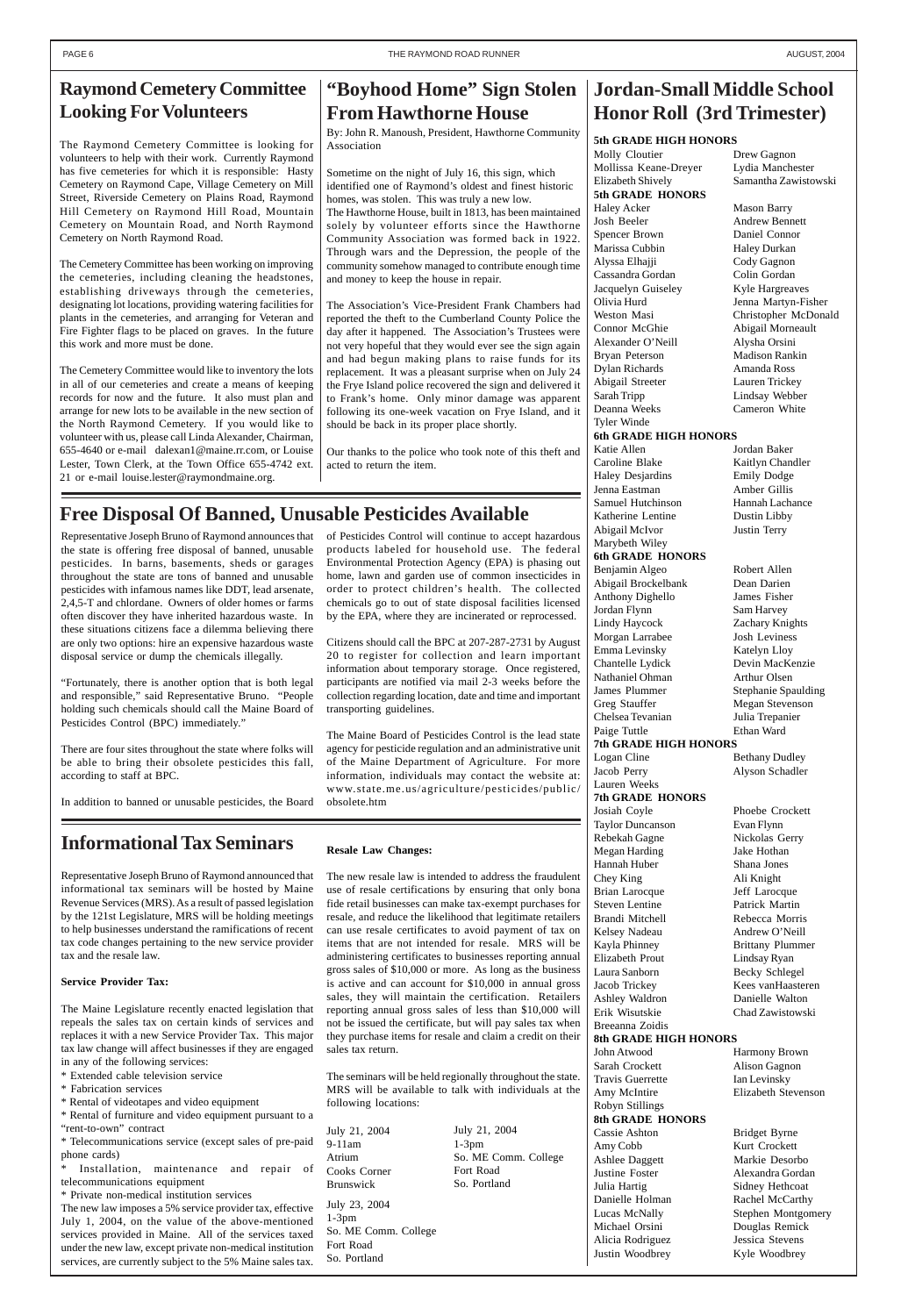## Raymond Cemetery Committee Looking For Volunteers

The Raymond Cemetery Committee is looking for volunteers to help with their work. Currently Raymond has five cemeteries for which it is responsible: Hasty Cemetery on Raymond Cape, Village Cemetery on Mill Street, Riverside Cemetery on Plains Road, Raymond Hill Cemetery on Raymond Hill Road, Mountain Cemetery on Mountain Road, and North Raymond Cemetery on North Raymond Road.

The Cemetery Committee has been working on improving the cemeteries, including cleaning the headstones, establishing driveways through the cemeteries, designating lot locations, providing watering facilities for plants in the cemeteries, and arranging for Veteran and Fire Fighter flags to be placed on graves. In the future this work and more must be done.

The Cemetery Committee would like to inventory the lots in all of our cemeteries and create a means of keeping records for now and the future. It also must plan and arrange for new lots to be available in the new section of the North Raymond Cemetery. If you would like to volunteer with us, please call Linda Alexander, Chairman, 655-4640 or e-mail dalexan1@maine.rr.com, or Louise Lester, Town Clerk, at the Town Office 655-4742 ext. 21 or e-mail louise.lester@raymondmaine.org.

## "Boyhood Home" Sign Stolen From Hawthorne House

By: John R. Manoush, President, Hawthorne Community Association

Sometime on the night of July 16, this sign, which identified one of Raymond's oldest and finest historic homes, was stolen. This was truly a new low.

The Hawthorne House, built in 1813, has been maintained solely by volunteer efforts since the Hawthorne Community Association was formed back in 1922. Through wars and the Depression, the people of the community somehow managed to contribute enough time and money to keep the house in repair.

The Association's Vice-President Frank Chambers had reported the theft to the Cumberland County Police the day after it happened. The Association's Trustees were not very hopeful that they would ever see the sign again and had begun making plans to raise funds for its replacement. It was a pleasant surprise when on July 24 the Frye Island police recovered the sign and delivered it to Frank's home. Only minor damage was apparent following its one-week vacation on Frye Island, and it should be back in its proper place shortly.

Our thanks to the police who took note of this theft and acted to return the item.

## Free Disposal Of Banned, Unusable Pesticides Available

Representative Joseph Bruno of Raymond announces that the state is offering free disposal of banned, unusable pesticides. In barns, basements, sheds or garages throughout the state are tons of banned and unusable pesticides with infamous names like DDT, lead arsenate, 2,4,5-T and chlordane. Owners of older homes or farms often discover they have inherited hazardous waste. In these situations citizens face a dilemma believing there are only two options: hire an expensive hazardous waste disposal service or dump the chemicals illegally.

"Fortunately, there is another option that is both legal and responsible," said Representative Bruno. "People holding such chemicals should call the Maine Board of Pesticides Control (BPC) immediately."

There are four sites throughout the state where folks will be able to bring their obsolete pesticides this fall, according to staff at BPC.

In addition to banned or unusable pesticides, the Board of Pesticides Control will continue to accept hazardous products labeled for household use. The federal Environmental Protection Agency (EPA) is phasing out home, lawn and garden use of common insecticides in order to protect children's health. The collected chemicals go to out of state disposal facilities licensed by the EPA, where they are incinerated or reprocessed.

Citizens should call the BPC at 207-287-2731 by August 20 to register for collection and learn important information about temporary storage. Once registered, participants are notified via mail 2-3 weeks before the collection regarding location, date and time and important transporting guidelines.

The Maine Board of Pesticides Control is the lead state agency for pesticide regulation and an administrative unit of the Maine Department of Agriculture. For more information, individuals may contact the website at: www.state.me.us/agriculture/pesticides/public/obsolete.htm

## Informational Tax Seminars

Representative Joseph Bruno of Raymond announced that informational tax seminars will be hosted by Maine Revenue Services (MRS). As a result of passed legislation by the 121st Legislature, MRS will be holding meetings to help businesses understand the ramifications of recent tax code changes pertaining to the new service provider tax and the resale law.

**Service Provider Tax:**

The Maine Legislature recently enacted legislation that repeals the sales tax on certain kinds of services and replaces it with a new Service Provider Tax. This major tax law change will affect businesses if they are engaged in any of the following services:

* Extended cable television service
* Fabrication services
* Rental of videotapes and video equipment
* Rental of furniture and video equipment pursuant to a "rent-to-own" contract
* Telecommunications service (except sales of pre-paid phone cards)
* Installation, maintenance and repair of telecommunications equipment
* Private non-medical institution services

The new law imposes a 5% service provider tax, effective July 1, 2004, on the value of the above-mentioned services provided in Maine. All of the services taxed under the new law, except private non-medical institution services, are currently subject to the 5% Maine sales tax.

**Resale Law Changes:**

The new resale law is intended to address the fraudulent use of resale certifications by ensuring that only bona fide retail businesses can make tax-exempt purchases for resale, and reduce the likelihood that legitimate retailers can use resale certificates to avoid payment of tax on items that are not intended for resale. MRS will be administering certificates to businesses reporting annual gross sales of $10,000 or more. As long as the business is active and can account for $10,000 in annual gross sales, they will maintain the certification. Retailers reporting annual gross sales of less than $10,000 will not be issued the certificate, but will pay sales tax when they purchase items for resale and claim a credit on their sales tax return.

The seminars will be held regionally throughout the state. MRS will be available to talk with individuals at the following locations:

July 21, 2004
9-11am
Atrium
Cooks Corner
Brunswick

July 21, 2004
1-3pm
So. ME Comm. College
Fort Road
So. Portland

July 23, 2004
1-3pm
So. ME Comm. College
Fort Road
So. Portland

## Jordan-Small Middle School Honor Roll (3rd Trimester)

**5th GRADE HIGH HONORS**

Molly Cloutier, Drew Gagnon, Mollissa Keane-Dreyer, Lydia Manchester, Elizabeth Shively, Samantha Zawistowski

**5th GRADE HONORS**

Haley Acker, Mason Barry, Josh Beeler, Andrew Bennett, Spencer Brown, Daniel Connor, Marissa Cubbin, Haley Durkan, Alyssa Elhajji, Cody Gagnon, Cassandra Gordan, Colin Gordan, Jacquelyn Guiseley, Kyle Hargreaves, Olivia Hurd, Jenna Martyn-Fisher, Weston Masi, Christopher McDonald, Connor McGhie, Abigail Morneault, Alexander O'Neill, Alysha Orsini, Bryan Peterson, Madison Rankin, Dylan Richards, Amanda Ross, Abigail Streeter, Lauren Trickey, Sarah Tripp, Lindsay Webber, Deanna Weeks, Cameron White, Tyler Winde

**6th GRADE HIGH HONORS**

Katie Allen, Jordan Baker, Caroline Blake, Kaitlyn Chandler, Haley Desjardins, Emily Dodge, Jenna Eastman, Amber Gillis, Samuel Hutchinson, Hannah Lachance, Katherine Lentine, Dustin Libby, Abigail McIvor, Justin Terry, Marybeth Wiley

**6th GRADE HONORS**

Benjamin Algeo, Robert Allen, Abigail Brockelbank, Dean Darien, Anthony Dighello, James Fisher, Jordan Flynn, Sam Harvey, Lindy Haycock, Zachary Knights, Morgan Larrabee, Josh Leviness, Emma Levinsky, Katelyn Lloy, Chantelle Lydick, Devin MacKenzie, Nathaniel Ohman, Arthur Olsen, James Plummer, Stephanie Spaulding, Greg Stauffer, Megan Stevenson, Chelsea Tevanian, Julia Trepanier, Paige Tuttle, Ethan Ward

**7th GRADE HIGH HONORS**

Logan Cline, Bethany Dudley, Jacob Perry, Alyson Schadler, Lauren Weeks

**7th GRADE HONORS**

Josiah Coyle, Phoebe Crockett, Taylor Duncanson, Evan Flynn, Rebekah Gagne, Nickolas Gerry, Megan Harding, Jake Hothan, Hannah Huber, Shana Jones, Chey King, Ali Knight, Brian Larocque, Jeff Larocque, Steven Lentine, Patrick Martin, Brandi Mitchell, Rebecca Morris, Kelsey Nadeau, Andrew O'Neill, Kayla Phinney, Brittany Plummer, Elizabeth Prout, Lindsay Ryan, Laura Sanborn, Becky Schlegel, Jacob Trickey, Kees vanHaasteren, Ashley Waldron, Danielle Walton, Erik Wisutskie, Chad Zawistowski, Breeanna Zoidis

**8th GRADE HIGH HONORS**

John Atwood, Harmony Brown, Sarah Crockett, Alison Gagnon, Travis Guerrette, Ian Levinsky, Amy McIntire, Elizabeth Stevenson, Robyn Stillings

**8th GRADE HONORS**

Cassie Ashton, Bridget Byrne, Amy Cobb, Kurt Crockett, Ashlee Daggett, Markie Desorbo, Justine Foster, Alexandra Gordan, Julia Hartig, Sidney Hethcoat, Danielle Holman, Rachel McCarthy, Lucas McNally, Stephen Montgomery, Michael Orsini, Douglas Remick, Alicia Rodriguez, Jessica Stevens, Justin Woodbrey, Kyle Woodbrey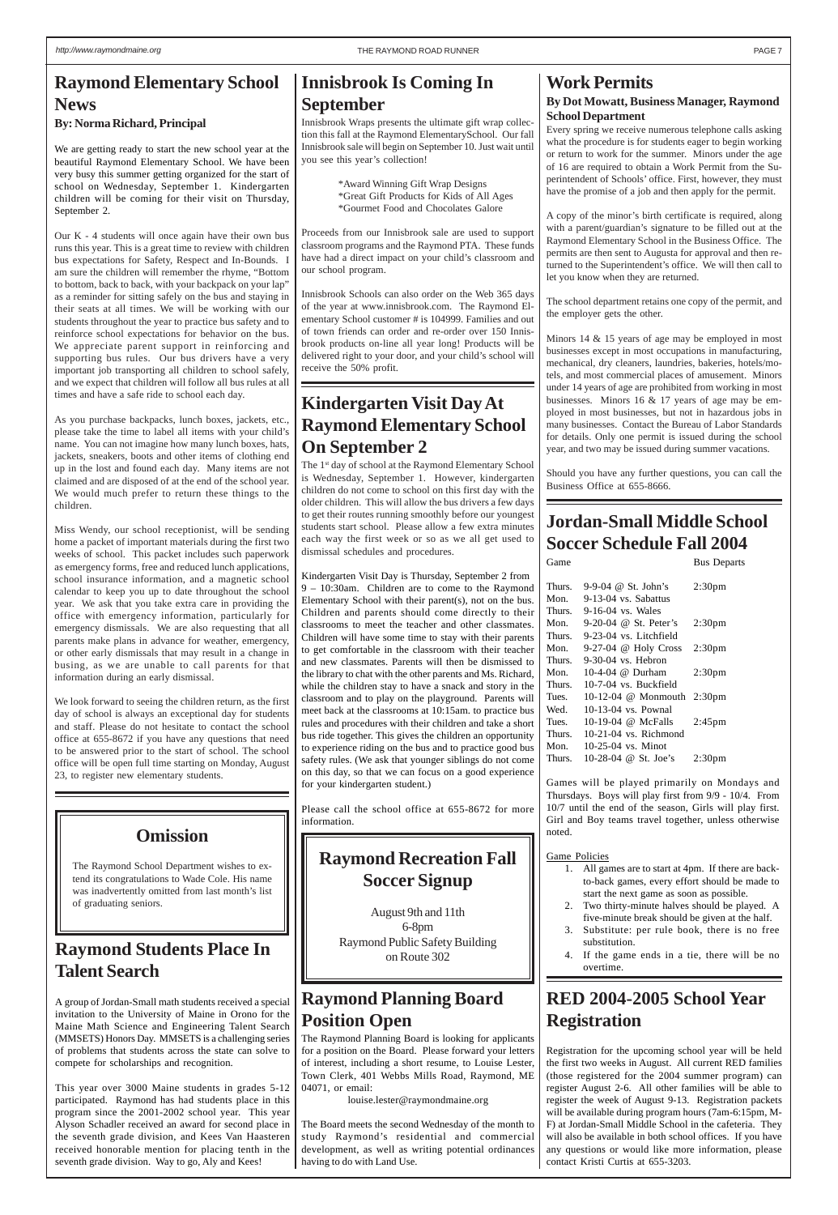## Raymond Elementary School News

**By: Norma Richard, Principal**

We are getting ready to start the new school year at the beautiful Raymond Elementary School. We have been very busy this summer getting organized for the start of school on Wednesday, September 1. Kindergarten children will be coming for their visit on Thursday, September 2.

Our K - 4 students will once again have their own bus runs this year. This is a great time to review with children bus expectations for Safety, Respect and In-Bounds. I am sure the children will remember the rhyme, "Bottom to bottom, back to back, with your backpack on your lap" as a reminder for sitting safely on the bus and staying in their seats at all times. We will be working with our students throughout the year to practice bus safety and to reinforce school expectations for behavior on the bus. We appreciate parent support in reinforcing and supporting bus rules. Our bus drivers have a very important job transporting all children to school safely, and we expect that children will follow all bus rules at all times and have a safe ride to school each day.

As you purchase backpacks, lunch boxes, jackets, etc., please take the time to label all items with your child's name. You can not imagine how many lunch boxes, hats, jackets, sneakers, boots and other items of clothing end up in the lost and found each day. Many items are not claimed and are disposed of at the end of the school year. We would much prefer to return these things to the children.

Miss Wendy, our school receptionist, will be sending home a packet of important materials during the first two weeks of school. This packet includes such paperwork as emergency forms, free and reduced lunch applications, school insurance information, and a magnetic school calendar to keep you up to date throughout the school year. We ask that you take extra care in providing the office with emergency information, particularly for emergency dismissals. We are also requesting that all parents make plans in advance for weather, emergency, or other early dismissals that may result in a change in busing, as we are unable to call parents for that information during an early dismissal.

We look forward to seeing the children return, as the first day of school is always an exceptional day for students and staff. Please do not hesitate to contact the school office at 655-8672 if you have any questions that need to be answered prior to the start of school. The school office will be open full time starting on Monday, August 23, to register new elementary students.

## Omission

The Raymond School Department wishes to extend its congratulations to Wade Cole. His name was inadvertently omitted from last month's list of graduating seniors.

## Raymond Students Place In Talent Search

A group of Jordan-Small math students received a special invitation to the University of Maine in Orono for the Maine Math Science and Engineering Talent Search (MMSETS) Honors Day. MMSETS is a challenging series of problems that students across the state can solve to compete for scholarships and recognition.

This year over 3000 Maine students in grades 5-12 participated. Raymond has had students place in this program since the 2001-2002 school year. This year Alyson Schadler received an award for second place in the seventh grade division, and Kees Van Haasteren received honorable mention for placing tenth in the seventh grade division. Way to go, Aly and Kees!

## Innisbrook Is Coming In September

Innisbrook Wraps presents the ultimate gift wrap collection this fall at the Raymond ElementarySchool. Our fall Innisbrook sale will begin on September 10. Just wait until you see this year's collection!

*Award Winning Gift Wrap Designs
*Great Gift Products for Kids of All Ages
*Gourmet Food and Chocolates Galore

Proceeds from our Innisbrook sale are used to support classroom programs and the Raymond PTA. These funds have had a direct impact on your child's classroom and our school program.

Innisbrook Schools can also order on the Web 365 days of the year at www.innisbrook.com. The Raymond Elementary School customer # is 104999. Families and out of town friends can order and re-order over 150 Innisbrook products on-line all year long! Products will be delivered right to your door, and your child's school will receive the 50% profit.

## Kindergarten Visit Day At Raymond Elementary School On September 2

The 1st day of school at the Raymond Elementary School is Wednesday, September 1. However, kindergarten children do not come to school on this first day with the older children. This will allow the bus drivers a few days to get their routes running smoothly before our youngest students start school. Please allow a few extra minutes each way the first week or so as we all get used to dismissal schedules and procedures.

Kindergarten Visit Day is Thursday, September 2 from 9 – 10:30am. Children are to come to the Raymond Elementary School with their parent(s), not on the bus. Children and parents should come directly to their classrooms to meet the teacher and other classmates. Children will have some time to stay with their parents to get comfortable in the classroom with their teacher and new classmates. Parents will then be dismissed to the library to chat with the other parents and Ms. Richard, while the children stay to have a snack and story in the classroom and to play on the playground. Parents will meet back at the classrooms at 10:15am. to practice bus rules and procedures with their children and take a short bus ride together. This gives the children an opportunity to experience riding on the bus and to practice good bus safety rules. (We ask that younger siblings do not come on this day, so that we can focus on a good experience for your kindergarten student.)

Please call the school office at 655-8672 for more information.

## Raymond Recreation Fall Soccer Signup

August 9th and 11th
6-8pm
Raymond Public Safety Building
on Route 302

## Raymond Planning Board Position Open

The Raymond Planning Board is looking for applicants for a position on the Board. Please forward your letters of interest, including a short resume, to Louise Lester, Town Clerk, 401 Webbs Mills Road, Raymond, ME 04071, or email:

louise.lester@raymondmaine.org

The Board meets the second Wednesday of the month to study Raymond's residential and commercial development, as well as writing potential ordinances having to do with Land Use.

## Work Permits

**By Dot Mowatt, Business Manager, Raymond School Department**

Every spring we receive numerous telephone calls asking what the procedure is for students eager to begin working or return to work for the summer. Minors under the age of 16 are required to obtain a Work Permit from the Superintendent of Schools' office. First, however, they must have the promise of a job and then apply for the permit.

A copy of the minor's birth certificate is required, along with a parent/guardian's signature to be filled out at the Raymond Elementary School in the Business Office. The permits are then sent to Augusta for approval and then returned to the Superintendent's office. We will then call to let you know when they are returned.

The school department retains one copy of the permit, and the employer gets the other.

Minors 14 & 15 years of age may be employed in most businesses except in most occupations in manufacturing, mechanical, dry cleaners, laundries, bakeries, hotels/motels, and most commercial places of amusement. Minors under 14 years of age are prohibited from working in most businesses. Minors 16 & 17 years of age may be employed in most businesses, but not in hazardous jobs in many businesses. Contact the Bureau of Labor Standards for details. Only one permit is issued during the school year, and two may be issued during summer vacations.

Should you have any further questions, you can call the Business Office at 655-8666.

## Jordan-Small Middle School Soccer Schedule Fall 2004

| | Game | Bus Departs |
|---|---|---|
| Thurs. | 9-9-04 @ St. John's | 2:30pm |
| Mon. | 9-13-04 vs. Sabattus | |
| Thurs. | 9-16-04 vs. Wales | |
| Mon. | 9-20-04 @ St. Peter's | 2:30pm |
| Thurs. | 9-23-04 vs. Litchfield | |
| Mon. | 9-27-04 @ Holy Cross | 2:30pm |
| Thurs. | 9-30-04 vs. Hebron | |
| Mon. | 10-4-04 @ Durham | 2:30pm |
| Thurs. | 10-7-04 vs. Buckfield | |
| Tues. | 10-12-04 @ Monmouth | 2:30pm |
| Wed. | 10-13-04 vs. Pownal | |
| Tues. | 10-19-04 @ McFalls | 2:45pm |
| Thurs. | 10-21-04 vs. Richmond | |
| Mon. | 10-25-04 vs. Minot | |
| Thurs. | 10-28-04 @ St. Joe's | 2:30pm |

Games will be played primarily on Mondays and Thursdays. Boys will play first from 9/9 - 10/4. From 10/7 until the end of the season, Girls will play first. Girl and Boy teams travel together, unless otherwise noted.

Game Policies

1. All games are to start at 4pm. If there are back-to-back games, every effort should be made to start the next game as soon as possible.
2. Two thirty-minute halves should be played. A five-minute break should be given at the half.
3. Substitute: per rule book, there is no free substitution.
4. If the game ends in a tie, there will be no overtime.

## RED 2004-2005 School Year Registration

Registration for the upcoming school year will be held the first two weeks in August. All current RED families (those registered for the 2004 summer program) can register August 2-6. All other families will be able to register the week of August 9-13. Registration packets will be available during program hours (7am-6:15pm, M-F) at Jordan-Small Middle School in the cafeteria. They will also be available in both school offices. If you have any questions or would like more information, please contact Kristi Curtis at 655-3203.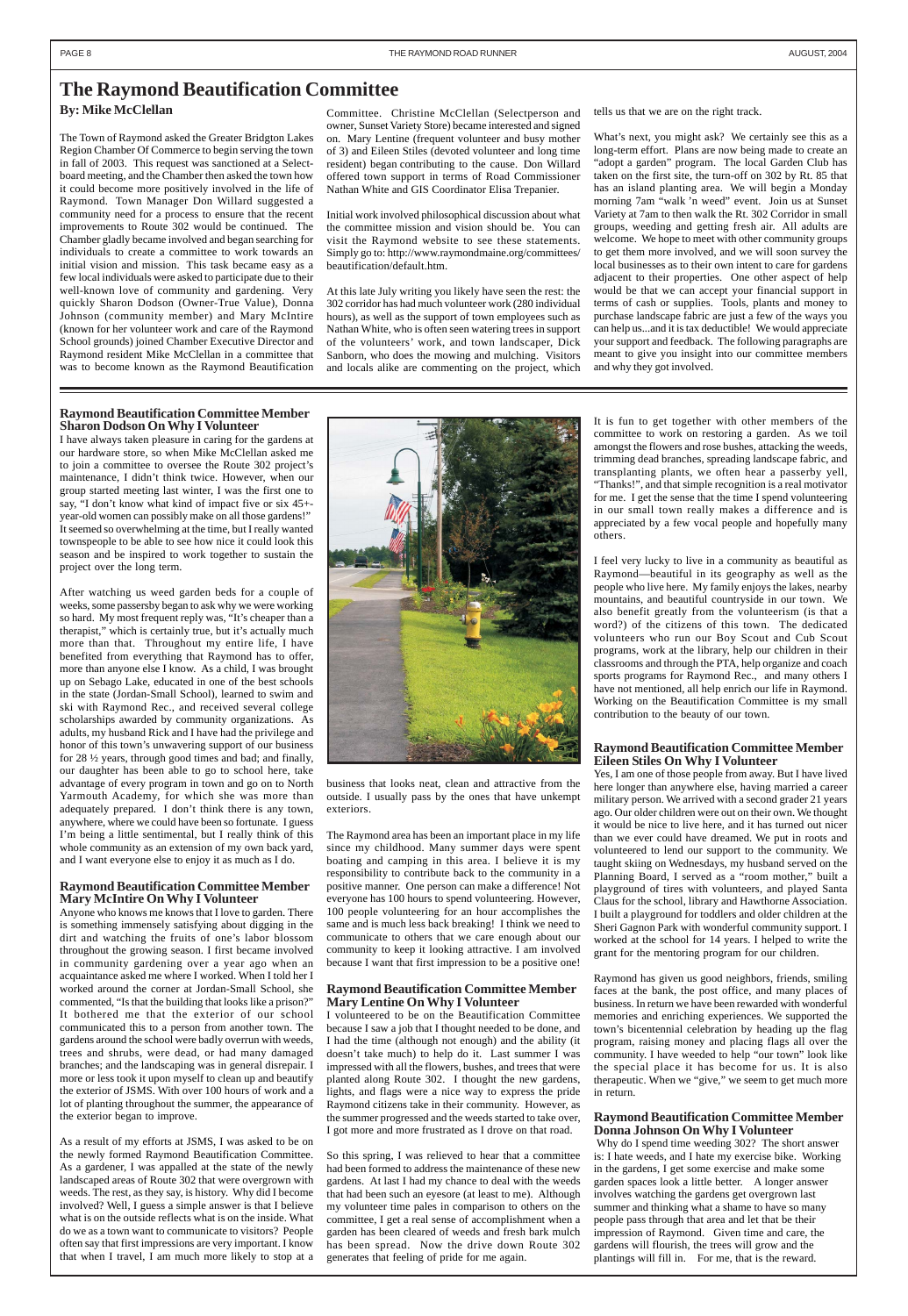# The Raymond Beautification Committee

**By: Mike McClellan**

The Town of Raymond asked the Greater Bridgton Lakes Region Chamber Of Commerce to begin serving the town in fall of 2003. This request was sanctioned at a Selectboard meeting, and the Chamber then asked the town how it could become more positively involved in the life of Raymond. Town Manager Don Willard suggested a community need for a process to ensure that the recent improvements to Route 302 would be continued. The Chamber gladly became involved and began searching for individuals to create a committee to work towards an initial vision and mission. This task became easy as a few local individuals were asked to participate due to their well-known love of community and gardening. Very quickly Sharon Dodson (Owner-True Value), Donna Johnson (community member) and Mary McIntire (known for her volunteer work and care of the Raymond School grounds) joined Chamber Executive Director and Raymond resident Mike McClellan in a committee that was to become known as the Raymond Beautification Committee. Christine McClellan (Selectperson and owner, Sunset Variety Store) became interested and signed on. Mary Lentine (frequent volunteer and busy mother of 3) and Eileen Stiles (devoted volunteer and long time resident) began contributing to the cause. Don Willard offered town support in terms of Road Commissioner Nathan White and GIS Coordinator Elisa Trepanier.

Initial work involved philosophical discussion about what the committee mission and vision should be. You can visit the Raymond website to see these statements. Simply go to: http://www.raymondmaine.org/committees/beautification/default.htm.

At this late July writing you likely have seen the rest: the 302 corridor has had much volunteer work (280 individual hours), as well as the support of town employees such as Nathan White, who is often seen watering trees in support of the volunteers' work, and town landscaper, Dick Sanborn, who does the mowing and mulching. Visitors and locals alike are commenting on the project, which tells us that we are on the right track.

What's next, you might ask? We certainly see this as a long-term effort. Plans are now being made to create an "adopt a garden" program. The local Garden Club has taken on the first site, the turn-off on 302 by Rt. 85 that has an island planting area. We will begin a Monday morning 7am "walk 'n weed" event. Join us at Sunset Variety at 7am to then walk the Rt. 302 Corridor in small groups, weeding and getting fresh air. All adults are welcome. We hope to meet with other community groups to get them more involved, and we will soon survey the local businesses as to their own intent to care for gardens adjacent to their properties. One other aspect of help would be that we can accept your financial support in terms of cash or supplies. Tools, plants and money to purchase landscape fabric are just a few of the ways you can help us...and it is tax deductible! We would appreciate your support and feedback. The following paragraphs are meant to give you insight into our committee members and why they got involved.

## Raymond Beautification Committee Member Sharon Dodson On Why I Volunteer

I have always taken pleasure in caring for the gardens at our hardware store, so when Mike McClellan asked me to join a committee to oversee the Route 302 project's maintenance, I didn't think twice. However, when our group started meeting last winter, I was the first one to say, "I don't know what kind of impact five or six 45+-year-old women can possibly make on all those gardens!" It seemed so overwhelming at the time, but I really wanted townspeople to be able to see how nice it could look this season and be inspired to work together to sustain the project over the long term.

After watching us weed garden beds for a couple of weeks, some passersby began to ask why we were working so hard. My most frequent reply was, "It's cheaper than a therapist," which is certainly true, but it's actually much more than that. Throughout my entire life, I have benefited from everything that Raymond has to offer, more than anyone else I know. As a child, I was brought up on Sebago Lake, educated in one of the best schools in the state (Jordan-Small School), learned to swim and ski with Raymond Rec., and received several college scholarships awarded by community organizations. As adults, my husband Rick and I have had the privilege and honor of this town's unwavering support of our business for 28 ½ years, through good times and bad; and finally, our daughter has been able to go to school here, take advantage of every program in town and go on to North Yarmouth Academy, for which she was more than adequately prepared. I don't think there is any town, anywhere, where we could have been so fortunate. I guess I'm being a little sentimental, but I really think of this whole community as an extension of my own back yard, and I want everyone else to enjoy it as much as I do.

It is fun to get together with other members of the committee to work on restoring a garden. As we toil amongst the flowers and rose bushes, attacking the weeds, trimming dead branches, spreading landscape fabric, and transplanting plants, we often hear a passerby yell, "Thanks!", and that simple recognition is a real motivator for me. I get the sense that the time I spend volunteering in our small town really makes a difference and is appreciated by a few vocal people and hopefully many others.

I feel very lucky to live in a community as beautiful as Raymond—beautiful in its geography as well as the people who live here. My family enjoys the lakes, nearby mountains, and beautiful countryside in our town. We also benefit greatly from the volunteerism (is that a word?) of the citizens of this town. The dedicated volunteers who run our Boy Scout and Cub Scout programs, work at the library, help our children in their classrooms and through the PTA, help organize and coach sports programs for Raymond Rec., and many others I have not mentioned, all help enrich our life in Raymond. Working on the Beautification Committee is my small contribution to the beauty of our town.

## Raymond Beautification Committee Member Mary McIntire On Why I Volunteer

Anyone who knows me knows that I love to garden. There is something immensely satisfying about digging in the dirt and watching the fruits of one's labor blossom throughout the growing season. I first became involved in community gardening over a year ago when an acquaintance asked me where I worked. When I told her I worked around the corner at Jordan-Small School, she commented, "Is that the building that looks like a prison?" It bothered me that the exterior of our school communicated this to a person from another town. The gardens around the school were badly overrun with weeds, trees and shrubs, were dead, or had many damaged branches; and the landscaping was in general disrepair. I more or less took it upon myself to clean up and beautify the exterior of JSMS. With over 100 hours of work and a lot of planting throughout the summer, the appearance of the exterior began to improve.

As a result of my efforts at JSMS, I was asked to be on the newly formed Raymond Beautification Committee. As a gardener, I was appalled at the state of the newly landscaped areas of Route 302 that were overgrown with weeds. The rest, as they say, is history. Why did I become involved? Well, I guess a simple answer is that I believe what is on the outside reflects what is on the inside. What do we as a town want to communicate to visitors? People often say that first impressions are very important. I know that when I travel, I am much more likely to stop at a business that looks neat, clean and attractive from the outside. I usually pass by the ones that have unkempt exteriors.

The Raymond area has been an important place in my life since my childhood. Many summer days were spent boating and camping in this area. I believe it is my responsibility to contribute back to the community in a positive manner. One person can make a difference! Not everyone has 100 hours to spend volunteering. However, 100 people volunteering for an hour accomplishes the same and is much less back breaking! I think we need to communicate to others that we care enough about our community to keep it looking attractive. I am involved because I want that first impression to be a positive one!

## Raymond Beautification Committee Member Mary Lentine On Why I Volunteer

I volunteered to be on the Beautification Committee because I saw a job that I thought needed to be done, and I had the time (although not enough) and the ability (it doesn't take much) to help do it. Last summer I was impressed with all the flowers, bushes, and trees that were planted along Route 302. I thought the new gardens, lights, and flags were a nice way to express the pride Raymond citizens take in their community. However, as the summer progressed and the weeds started to take over, I got more and more frustrated as I drove on that road.

So this spring, I was relieved to hear that a committee had been formed to address the maintenance of these new gardens. At last I had my chance to deal with the weeds that had been such an eyesore (at least to me). Although my volunteer time pales in comparison to others on the committee, I get a real sense of accomplishment when a garden has been cleared of weeds and fresh bark mulch has been spread. Now the drive down Route 302 generates that feeling of pride for me again.

## Raymond Beautification Committee Member Eileen Stiles On Why I Volunteer

Yes, I am one of those people from away. But I have lived here longer than anywhere else, having married a career military person. We arrived with a second grader 21 years ago. Our older children were out on their own. We thought it would be nice to live here, and it has turned out nicer than we ever could have dreamed. We put in roots and volunteered to lend our support to the community. We taught skiing on Wednesdays, my husband served on the Planning Board, I served as a "room mother," built a playground of tires with volunteers, and played Santa Claus for the school, library and Hawthorne Association. I built a playground for toddlers and older children at the Sheri Gagnon Park with wonderful community support. I worked at the school for 14 years. I helped to write the grant for the mentoring program for our children.

Raymond has given us good neighbors, friends, smiling faces at the bank, the post office, and many places of business. In return we have been rewarded with wonderful memories and enriching experiences. We supported the town's bicentennial celebration by heading up the flag program, raising money and placing flags all over the community. I have weeded to help "our town" look like the special place it has become for us. It is also therapeutic. When we "give," we seem to get much more in return.

## Raymond Beautification Committee Member Donna Johnson On Why I Volunteer

Why do I spend time weeding 302? The short answer is: I hate weeds, and I hate my exercise bike. Working in the gardens, I get some exercise and make some garden spaces look a little better. A longer answer involves watching the gardens get overgrown last summer and thinking what a shame to have so many people pass through that area and let that be their impression of Raymond. Given time and care, the gardens will flourish, the trees will grow and the plantings will fill in. For me, that is the reward.